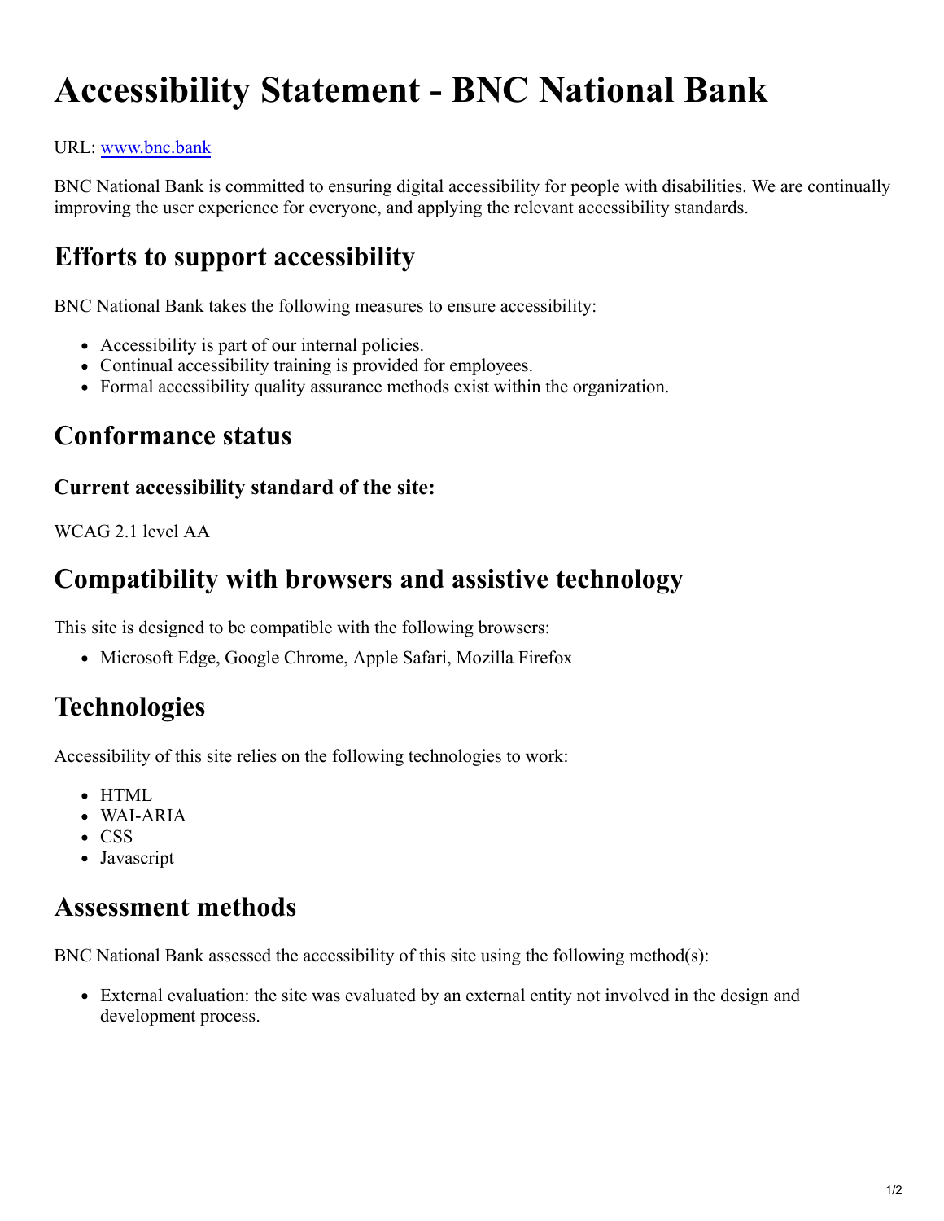# Accessibility Statement - BNC National Bank

URL: [www.bnc.bank](www.bnc.bank)

BNC National Bank is committed to ensuring digital accessibility for people with disabilities. We are continually improving the user experience for everyone, and applying the relevant accessibility standards.

## Efforts to support accessibility

BNC National Bank takes the following measures to ensure accessibility:

- Accessibility is part of our internal policies.
- Continual accessibility training is provided for employees.
- Formal accessibility quality assurance methods exist within the organization.

## Conformance status

### Current accessibility standard of the site:

WCAG 2.1 level AA

## Compatibility with browsers and assistive technology

This site is designed to be compatible with the following browsers:

- Microsoft Edge, Google Chrome, Apple Safari, Mozilla Firefox

## Technologies

Accessibility of this site relies on the following technologies to work:

- HTML
- WAI-ARIA
- CSS
- Javascript

## Assessment methods

BNC National Bank assessed the accessibility of this site using the following method(s):

- External evaluation: the site was evaluated by an external entity not involved in the design and development process.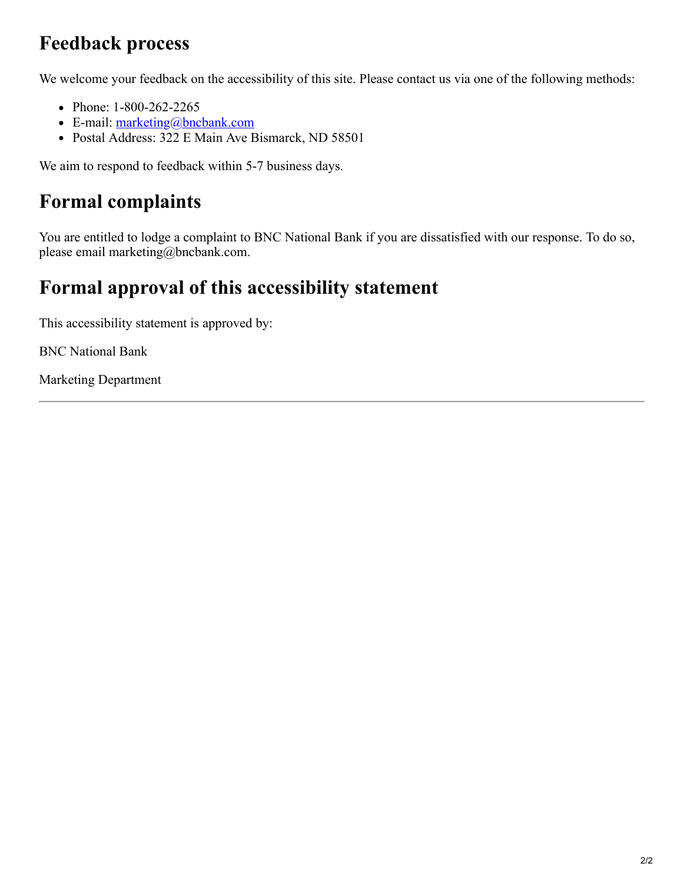## Feedback process

We welcome your feedback on the accessibility of this site. Please contact us via one of the following methods:

- Phone: 1-800-262-2265
- E-mail: marketing@bncbank.com
- Postal Address: 322 E Main Ave Bismarck, ND 58501

We aim to respond to feedback within 5-7 business days.

## Formal complaints

You are entitled to lodge a complaint to BNC National Bank if you are dissatisfied with our response. To do so, please email marketing@bncbank.com.

## Formal approval of this accessibility statement

This accessibility statement is approved by:

BNC National Bank

Marketing Department

---